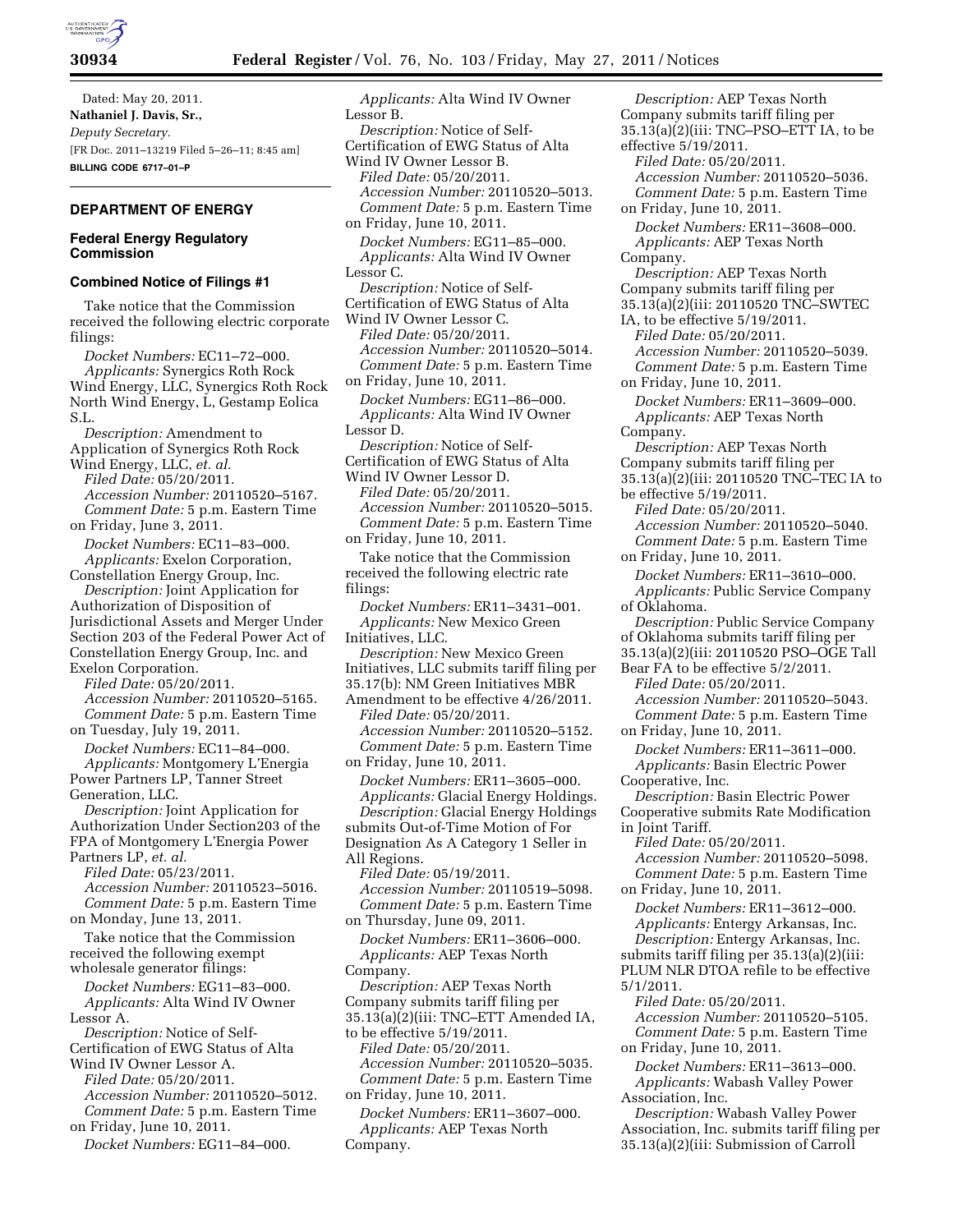Dated: May 20, 2011.

**Nathaniel J. Davis, Sr.,**

*Deputy Secretary.*

[FR Doc. 2011–13219 Filed 5–26–11; 8:45 am]

**BILLING CODE 6717–01–P**

## DEPARTMENT OF ENERGY

### Federal Energy Regulatory Commission

#### Combined Notice of Filings #1

Take notice that the Commission received the following electric corporate filings:

*Docket Numbers:* EC11–72–000.

*Applicants:* Synergics Roth Rock Wind Energy, LLC, Synergics Roth Rock North Wind Energy, L, Gestamp Eolica S.L.

*Description:* Amendment to Application of Synergics Roth Rock Wind Energy, LLC, *et. al.*

*Filed Date:* 05/20/2011.

*Accession Number:* 20110520–5167.

*Comment Date:* 5 p.m. Eastern Time on Friday, June 3, 2011.

*Docket Numbers:* EC11–83–000.

*Applicants:* Exelon Corporation, Constellation Energy Group, Inc.

*Description:* Joint Application for Authorization of Disposition of Jurisdictional Assets and Merger Under Section 203 of the Federal Power Act of Constellation Energy Group, Inc. and Exelon Corporation.

*Filed Date:* 05/20/2011.

*Accession Number:* 20110520–5165.

*Comment Date:* 5 p.m. Eastern Time on Tuesday, July 19, 2011.

*Docket Numbers:* EC11–84–000.

*Applicants:* Montgomery L'Energia Power Partners LP, Tanner Street Generation, LLC.

*Description:* Joint Application for Authorization Under Section203 of the FPA of Montgomery L'Energia Power Partners LP, *et. al.*

*Filed Date:* 05/23/2011.

*Accession Number:* 20110523–5016.

*Comment Date:* 5 p.m. Eastern Time on Monday, June 13, 2011.

Take notice that the Commission received the following exempt wholesale generator filings:

*Docket Numbers:* EG11–83–000.

*Applicants:* Alta Wind IV Owner Lessor A.

*Description:* Notice of Self-Certification of EWG Status of Alta Wind IV Owner Lessor A.

*Filed Date:* 05/20/2011.

*Accession Number:* 20110520–5012.

*Comment Date:* 5 p.m. Eastern Time on Friday, June 10, 2011.

*Docket Numbers:* EG11–84–000.

*Applicants:* Alta Wind IV Owner Lessor B.

*Description:* Notice of Self-Certification of EWG Status of Alta Wind IV Owner Lessor B.

*Filed Date:* 05/20/2011.

*Accession Number:* 20110520–5013.

*Comment Date:* 5 p.m. Eastern Time on Friday, June 10, 2011.

*Docket Numbers:* EG11–85–000.

*Applicants:* Alta Wind IV Owner Lessor C.

*Description:* Notice of Self-Certification of EWG Status of Alta Wind IV Owner Lessor C.

*Filed Date:* 05/20/2011.

*Accession Number:* 20110520–5014.

*Comment Date:* 5 p.m. Eastern Time on Friday, June 10, 2011.

*Docket Numbers:* EG11–86–000.

*Applicants:* Alta Wind IV Owner Lessor D.

*Description:* Notice of Self-Certification of EWG Status of Alta Wind IV Owner Lessor D.

*Filed Date:* 05/20/2011.

*Accession Number:* 20110520–5015.

*Comment Date:* 5 p.m. Eastern Time on Friday, June 10, 2011.

Take notice that the Commission received the following electric rate filings:

*Docket Numbers:* ER11–3431–001.

*Applicants:* New Mexico Green Initiatives, LLC.

*Description:* New Mexico Green Initiatives, LLC submits tariff filing per 35.17(b): NM Green Initiatives MBR Amendment to be effective 4/26/2011.

*Filed Date:* 05/20/2011.

*Accession Number:* 20110520–5152.

*Comment Date:* 5 p.m. Eastern Time on Friday, June 10, 2011.

*Docket Numbers:* ER11–3605–000.

*Applicants:* Glacial Energy Holdings.

*Description:* Glacial Energy Holdings submits Out-of-Time Motion of For Designation As A Category 1 Seller in All Regions.

*Filed Date:* 05/19/2011.

*Accession Number:* 20110519–5098.

*Comment Date:* 5 p.m. Eastern Time on Thursday, June 09, 2011.

*Docket Numbers:* ER11–3606–000.

*Applicants:* AEP Texas North Company.

*Description:* AEP Texas North Company submits tariff filing per 35.13(a)(2)(iii: TNC–ETT Amended IA, to be effective 5/19/2011.

*Filed Date:* 05/20/2011.

*Accession Number:* 20110520–5035.

*Comment Date:* 5 p.m. Eastern Time on Friday, June 10, 2011.

*Docket Numbers:* ER11–3607–000.

*Applicants:* AEP Texas North Company.

*Description:* AEP Texas North Company submits tariff filing per 35.13(a)(2)(iii: TNC–PSO–ETT IA, to be effective 5/19/2011.

*Filed Date:* 05/20/2011.

*Accession Number:* 20110520–5036.

*Comment Date:* 5 p.m. Eastern Time on Friday, June 10, 2011.

*Docket Numbers:* ER11–3608–000.

*Applicants:* AEP Texas North Company.

*Description:* AEP Texas North Company submits tariff filing per 35.13(a)(2)(iii: 20110520 TNC–SWTEC IA, to be effective 5/19/2011.

*Filed Date:* 05/20/2011.

*Accession Number:* 20110520–5039.

*Comment Date:* 5 p.m. Eastern Time on Friday, June 10, 2011.

*Docket Numbers:* ER11–3609–000.

*Applicants:* AEP Texas North Company.

*Description:* AEP Texas North Company submits tariff filing per 35.13(a)(2)(iii: 20110520 TNC–TEC IA to be effective 5/19/2011.

*Filed Date:* 05/20/2011.

*Accession Number:* 20110520–5040.

*Comment Date:* 5 p.m. Eastern Time on Friday, June 10, 2011.

*Docket Numbers:* ER11–3610–000.

*Applicants:* Public Service Company of Oklahoma.

*Description:* Public Service Company of Oklahoma submits tariff filing per 35.13(a)(2)(iii: 20110520 PSO–OGE Tall Bear FA to be effective 5/2/2011.

*Filed Date:* 05/20/2011.

*Accession Number:* 20110520–5043.

*Comment Date:* 5 p.m. Eastern Time on Friday, June 10, 2011.

*Docket Numbers:* ER11–3611–000.

*Applicants:* Basin Electric Power Cooperative, Inc.

*Description:* Basin Electric Power Cooperative submits Rate Modification in Joint Tariff.

*Filed Date:* 05/20/2011.

*Accession Number:* 20110520–5098.

*Comment Date:* 5 p.m. Eastern Time on Friday, June 10, 2011.

*Docket Numbers:* ER11–3612–000.

*Applicants:* Entergy Arkansas, Inc.

*Description:* Entergy Arkansas, Inc. submits tariff filing per 35.13(a)(2)(iii: PLUM NLR DTOA refile to be effective 5/1/2011.

*Filed Date:* 05/20/2011.

*Accession Number:* 20110520–5105.

*Comment Date:* 5 p.m. Eastern Time on Friday, June 10, 2011.

*Docket Numbers:* ER11–3613–000.

*Applicants:* Wabash Valley Power Association, Inc.

*Description:* Wabash Valley Power Association, Inc. submits tariff filing per 35.13(a)(2)(iii: Submission of Carroll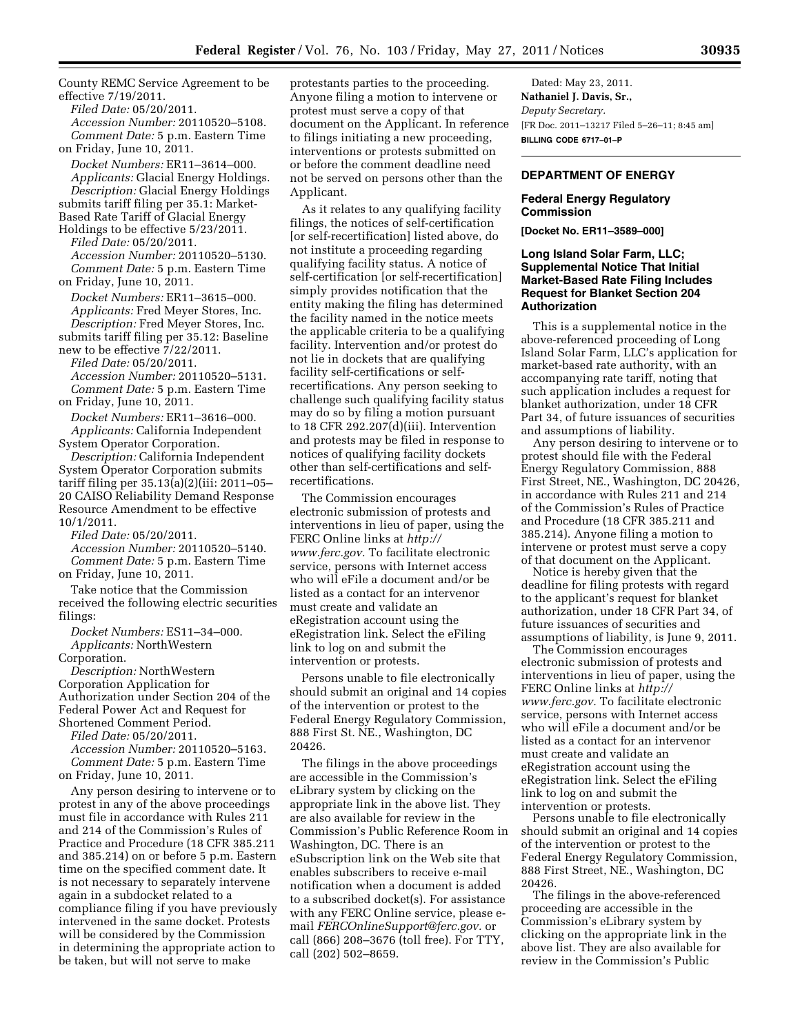County REMC Service Agreement to be effective 7/19/2011.

*Filed Date:* 05/20/2011.

*Accession Number:* 20110520–5108.

*Comment Date:* 5 p.m. Eastern Time on Friday, June 10, 2011.

*Docket Numbers:* ER11–3614–000.

*Applicants:* Glacial Energy Holdings.

*Description:* Glacial Energy Holdings submits tariff filing per 35.1: Market-Based Rate Tariff of Glacial Energy Holdings to be effective 5/23/2011.

*Filed Date:* 05/20/2011.

*Accession Number:* 20110520–5130.

*Comment Date:* 5 p.m. Eastern Time on Friday, June 10, 2011.

*Docket Numbers:* ER11–3615–000.

*Applicants:* Fred Meyer Stores, Inc.

*Description:* Fred Meyer Stores, Inc. submits tariff filing per 35.12: Baseline new to be effective 7/22/2011.

*Filed Date:* 05/20/2011.

*Accession Number:* 20110520–5131.

*Comment Date:* 5 p.m. Eastern Time on Friday, June 10, 2011.

*Docket Numbers:* ER11–3616–000.

*Applicants:* California Independent System Operator Corporation.

*Description:* California Independent System Operator Corporation submits tariff filing per 35.13(a)(2)(iii: 2011–05–20 CAISO Reliability Demand Response Resource Amendment to be effective 10/1/2011.

*Filed Date:* 05/20/2011.

*Accession Number:* 20110520–5140.

*Comment Date:* 5 p.m. Eastern Time on Friday, June 10, 2011.

Take notice that the Commission received the following electric securities filings:

*Docket Numbers:* ES11–34–000.

*Applicants:* NorthWestern Corporation.

*Description:* NorthWestern Corporation Application for Authorization under Section 204 of the Federal Power Act and Request for Shortened Comment Period.

*Filed Date:* 05/20/2011.

*Accession Number:* 20110520–5163.

*Comment Date:* 5 p.m. Eastern Time on Friday, June 10, 2011.

Any person desiring to intervene or to protest in any of the above proceedings must file in accordance with Rules 211 and 214 of the Commission's Rules of Practice and Procedure (18 CFR 385.211 and 385.214) on or before 5 p.m. Eastern time on the specified comment date. It is not necessary to separately intervene again in a subdocket related to a compliance filing if you have previously intervened in the same docket. Protests will be considered by the Commission in determining the appropriate action to be taken, but will not serve to make protestants parties to the proceeding. Anyone filing a motion to intervene or protest must serve a copy of that document on the Applicant. In reference to filings initiating a new proceeding, interventions or protests submitted on or before the comment deadline need not be served on persons other than the Applicant.

As it relates to any qualifying facility filings, the notices of self-certification [or self-recertification] listed above, do not institute a proceeding regarding qualifying facility status. A notice of self-certification [or self-recertification] simply provides notification that the entity making the filing has determined the facility named in the notice meets the applicable criteria to be a qualifying facility. Intervention and/or protest do not lie in dockets that are qualifying facility self-certifications or self-recertifications. Any person seeking to challenge such qualifying facility status may do so by filing a motion pursuant to 18 CFR 292.207(d)(iii). Intervention and protests may be filed in response to notices of qualifying facility dockets other than self-certifications and self-recertifications.

The Commission encourages electronic submission of protests and interventions in lieu of paper, using the FERC Online links at *http://www.ferc.gov.* To facilitate electronic service, persons with Internet access who will eFile a document and/or be listed as a contact for an intervenor must create and validate an eRegistration account using the eRegistration link. Select the eFiling link to log on and submit the intervention or protests.

Persons unable to file electronically should submit an original and 14 copies of the intervention or protest to the Federal Energy Regulatory Commission, 888 First St. NE., Washington, DC 20426.

The filings in the above proceedings are accessible in the Commission's eLibrary system by clicking on the appropriate link in the above list. They are also available for review in the Commission's Public Reference Room in Washington, DC. There is an eSubscription link on the Web site that enables subscribers to receive e-mail notification when a document is added to a subscribed docket(s). For assistance with any FERC Online service, please e-mail *FERCOnlineSupport@ferc.gov.* or call (866) 208–3676 (toll free). For TTY, call (202) 502–8659.

Dated: May 23, 2011.

**Nathaniel J. Davis, Sr.,**

*Deputy Secretary.*

[FR Doc. 2011–13217 Filed 5–26–11; 8:45 am]

**BILLING CODE 6717–01–P**

## DEPARTMENT OF ENERGY

### Federal Energy Regulatory Commission

**[Docket No. ER11–3589–000]**

### Long Island Solar Farm, LLC; Supplemental Notice That Initial Market-Based Rate Filing Includes Request for Blanket Section 204 Authorization

This is a supplemental notice in the above-referenced proceeding of Long Island Solar Farm, LLC's application for market-based rate authority, with an accompanying rate tariff, noting that such application includes a request for blanket authorization, under 18 CFR Part 34, of future issuances of securities and assumptions of liability.

Any person desiring to intervene or to protest should file with the Federal Energy Regulatory Commission, 888 First Street, NE., Washington, DC 20426, in accordance with Rules 211 and 214 of the Commission's Rules of Practice and Procedure (18 CFR 385.211 and 385.214). Anyone filing a motion to intervene or protest must serve a copy of that document on the Applicant.

Notice is hereby given that the deadline for filing protests with regard to the applicant's request for blanket authorization, under 18 CFR Part 34, of future issuances of securities and assumptions of liability, is June 9, 2011.

The Commission encourages electronic submission of protests and interventions in lieu of paper, using the FERC Online links at *http://www.ferc.gov.* To facilitate electronic service, persons with Internet access who will eFile a document and/or be listed as a contact for an intervenor must create and validate an eRegistration account using the eRegistration link. Select the eFiling link to log on and submit the intervention or protests.

Persons unable to file electronically should submit an original and 14 copies of the intervention or protest to the Federal Energy Regulatory Commission, 888 First Street, NE., Washington, DC 20426.

The filings in the above-referenced proceeding are accessible in the Commission's eLibrary system by clicking on the appropriate link in the above list. They are also available for review in the Commission's Public